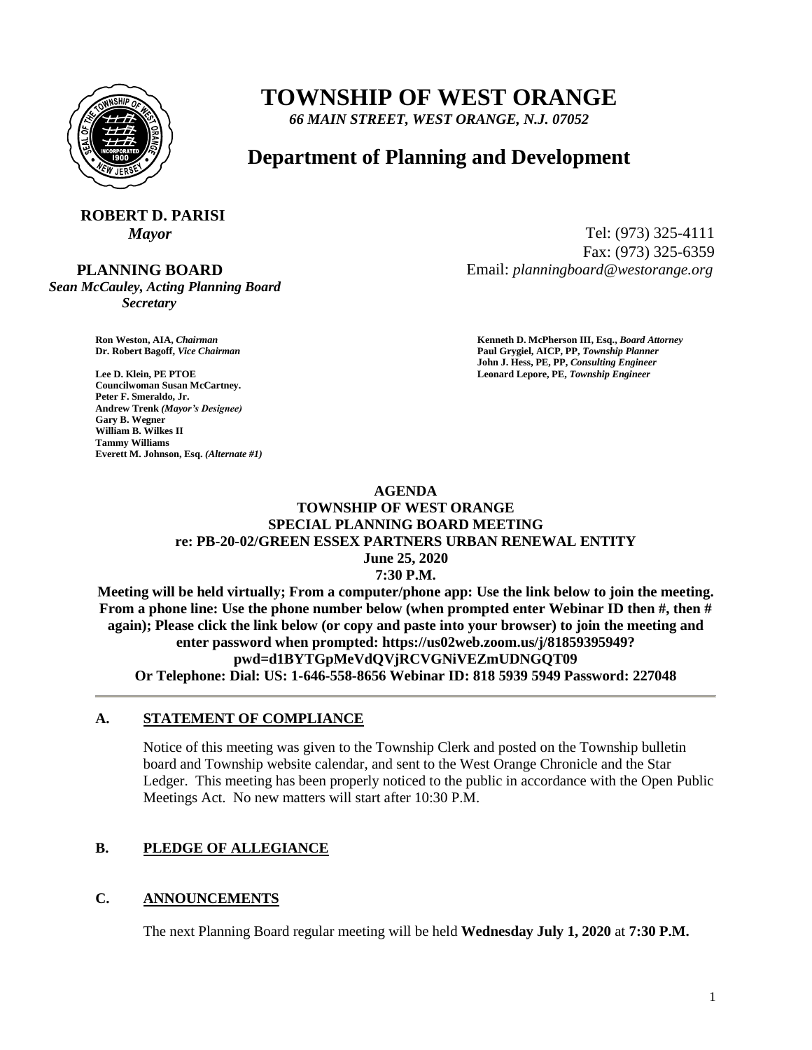# TOWNSHIP OF WEST ORANGE

*66 MAIN STREET, WEST ORANGE, N.J. 07052*

## Department of Planning and Development

**ROBERT D. PARISI**
*Mayor*

Tel: (973) 325-4111
Fax: (973) 325-6359
Email: *planningboard@westorange.org*

**PLANNING BOARD**
*Sean McCauley, Acting Planning Board Secretary*

**Ron Weston, AIA,** *Chairman*
**Dr. Robert Bagoff,** *Vice Chairman*

**Lee D. Klein, PE PTOE**
**Councilwoman Susan McCartney.**
**Peter F. Smeraldo, Jr.**
**Andrew Trenk** *(Mayor's Designee)*
**Gary B. Wegner**
**William B. Wilkes II**
**Tammy Williams**
**Everett M. Johnson, Esq.** *(Alternate #1)*

**Kenneth D. McPherson III, Esq.,** *Board Attorney*
**Paul Grygiel, AICP, PP,** *Township Planner*
**John J. Hess, PE, PP,** *Consulting Engineer*
**Leonard Lepore, PE,** *Township Engineer*

**AGENDA**
**TOWNSHIP OF WEST ORANGE**
**SPECIAL PLANNING BOARD MEETING**
**re: PB-20-02/GREEN ESSEX PARTNERS URBAN RENEWAL ENTITY**
**June 25, 2020**
**7:30 P.M.**

**Meeting will be held virtually; From a computer/phone app: Use the link below to join the meeting. From a phone line: Use the phone number below (when prompted enter Webinar ID then #, then # again); Please click the link below (or copy and paste into your browser) to join the meeting and enter password when prompted: https://us02web.zoom.us/j/81859395949?pwd=d1BYTGpMeVdQVjRCVGNiVEZmUDNGQT09**
**Or Telephone: Dial: US: 1-646-558-8656 Webinar ID: 818 5939 5949 Password: 227048**

---

**A. STATEMENT OF COMPLIANCE**

Notice of this meeting was given to the Township Clerk and posted on the Township bulletin board and Township website calendar, and sent to the West Orange Chronicle and the Star Ledger. This meeting has been properly noticed to the public in accordance with the Open Public Meetings Act. No new matters will start after 10:30 P.M.

**B. PLEDGE OF ALLEGIANCE**

**C. ANNOUNCEMENTS**

The next Planning Board regular meeting will be held **Wednesday July 1, 2020** at **7:30 P.M.**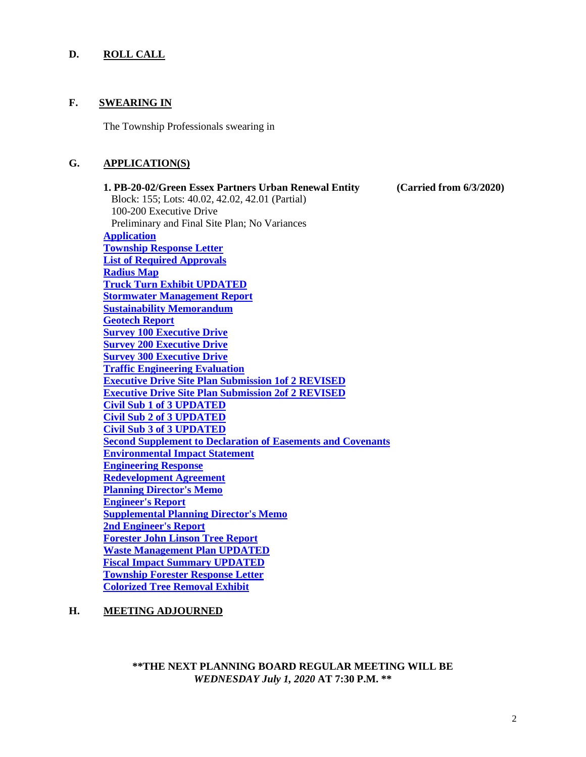**D. ROLL CALL**

**F. SWEARING IN**

The Township Professionals swearing in

**G. APPLICATION(S)**

**1. PB-20-02/Green Essex Partners Urban Renewal Entity (Carried from 6/3/2020)**
Block: 155; Lots: 40.02, 42.02, 42.01 (Partial)
100-200 Executive Drive
Preliminary and Final Site Plan; No Variances

**Application**
**Township Response Letter**
**List of Required Approvals**
**Radius Map**
**Truck Turn Exhibit UPDATED**
**Stormwater Management Report**
**Sustainability Memorandum**
**Geotech Report**
**Survey 100 Executive Drive**
**Survey 200 Executive Drive**
**Survey 300 Executive Drive**
**Traffic Engineering Evaluation**
**Executive Drive Site Plan Submission 1of 2 REVISED**
**Executive Drive Site Plan Submission 2of 2 REVISED**
**Civil Sub 1 of 3 UPDATED**
**Civil Sub 2 of 3 UPDATED**
**Civil Sub 3 of 3 UPDATED**
**Second Supplement to Declaration of Easements and Covenants**
**Environmental Impact Statement**
**Engineering Response**
**Redevelopment Agreement**
**Planning Director's Memo**
**Engineer's Report**
**Supplemental Planning Director's Memo**
**2nd Engineer's Report**
**Forester John Linson Tree Report**
**Waste Management Plan UPDATED**
**Fiscal Impact Summary UPDATED**
**Township Forester Response Letter**
**Colorized Tree Removal Exhibit**

**H. MEETING ADJOURNED**

**\*\*THE NEXT PLANNING BOARD REGULAR MEETING WILL BE *WEDNESDAY July 1, 2020* AT 7:30 P.M. \*\***